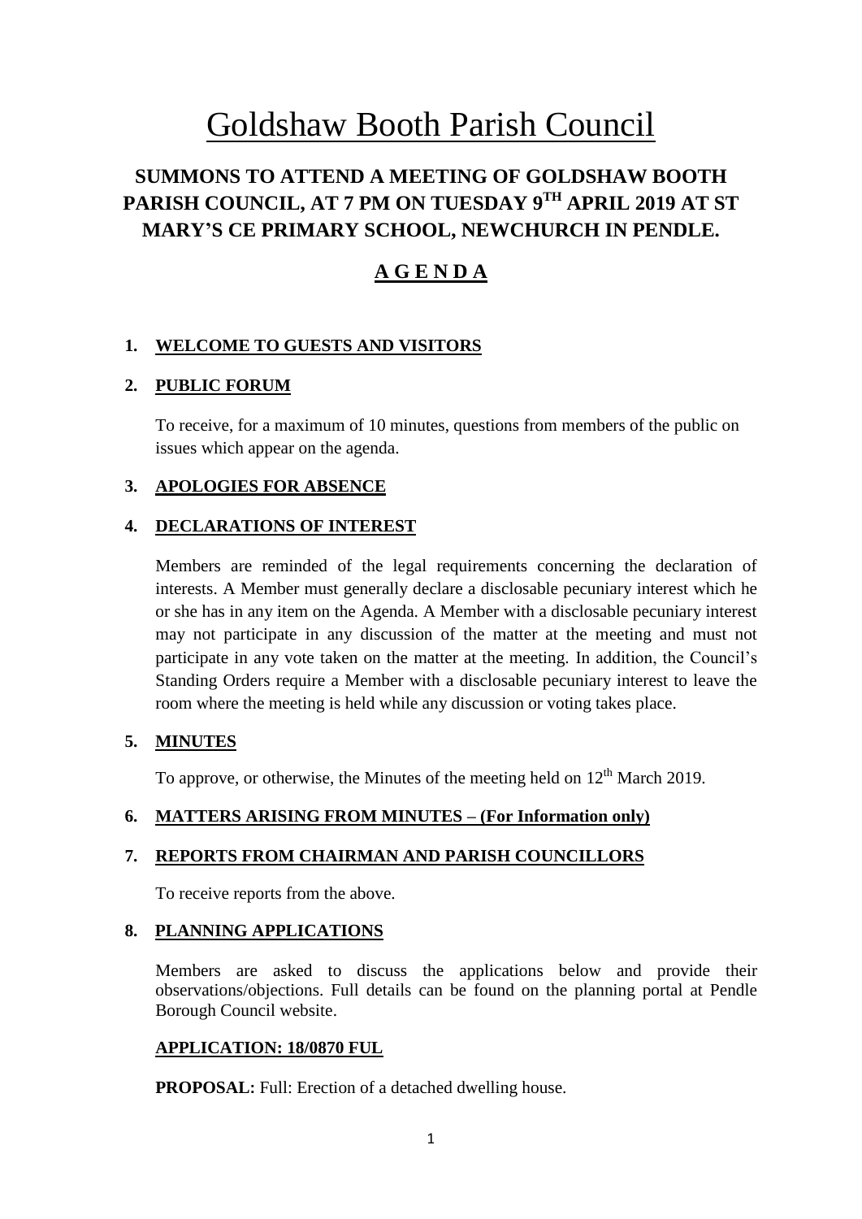# Goldshaw Booth Parish Council

## SUMMONS TO ATTEND A MEETING OF GOLDSHAW BOOTH PARISH COUNCIL, AT 7 PM ON TUESDAY 9TH APRIL 2019 AT ST MARY'S CE PRIMARY SCHOOL, NEWCHURCH IN PENDLE.

## A G E N D A

**1. WELCOME TO GUESTS AND VISITORS**

**2. PUBLIC FORUM**

To receive, for a maximum of 10 minutes, questions from members of the public on issues which appear on the agenda.

**3. APOLOGIES FOR ABSENCE**

**4. DECLARATIONS OF INTEREST**

Members are reminded of the legal requirements concerning the declaration of interests. A Member must generally declare a disclosable pecuniary interest which he or she has in any item on the Agenda. A Member with a disclosable pecuniary interest may not participate in any discussion of the matter at the meeting and must not participate in any vote taken on the matter at the meeting. In addition, the Council's Standing Orders require a Member with a disclosable pecuniary interest to leave the room where the meeting is held while any discussion or voting takes place.

**5. MINUTES**

To approve, or otherwise, the Minutes of the meeting held on 12th March 2019.

**6. MATTERS ARISING FROM MINUTES – (For Information only)**

**7. REPORTS FROM CHAIRMAN AND PARISH COUNCILLORS**

To receive reports from the above.

**8. PLANNING APPLICATIONS**

Members are asked to discuss the applications below and provide their observations/objections. Full details can be found on the planning portal at Pendle Borough Council website.

**APPLICATION: 18/0870 FUL**

**PROPOSAL:** Full: Erection of a detached dwelling house.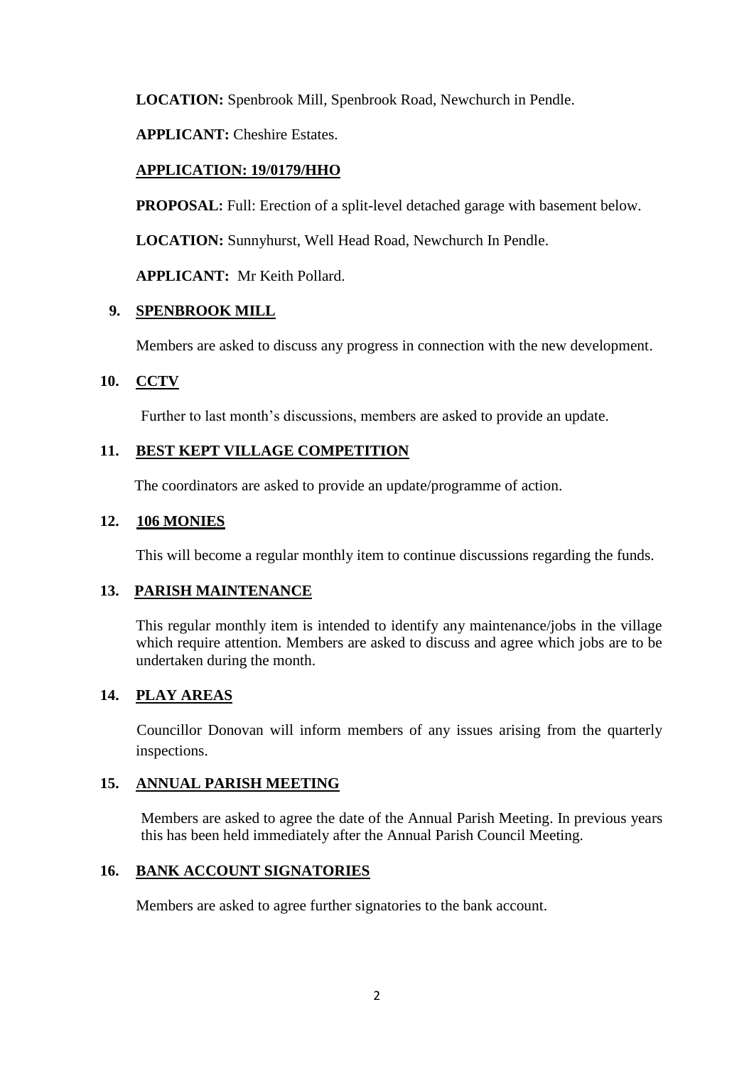**LOCATION:** Spenbrook Mill, Spenbrook Road, Newchurch in Pendle.

**APPLICANT:** Cheshire Estates.

**APPLICATION: 19/0179/HHO**

**PROPOSAL:** Full: Erection of a split-level detached garage with basement below.

**LOCATION:** Sunnyhurst, Well Head Road, Newchurch In Pendle.

**APPLICANT:** Mr Keith Pollard.

## 9. SPENBROOK MILL

Members are asked to discuss any progress in connection with the new development.

## 10. CCTV

Further to last month's discussions, members are asked to provide an update.

## 11. BEST KEPT VILLAGE COMPETITION

The coordinators are asked to provide an update/programme of action.

## 12. 106 MONIES

This will become a regular monthly item to continue discussions regarding the funds.

## 13. PARISH MAINTENANCE

This regular monthly item is intended to identify any maintenance/jobs in the village which require attention. Members are asked to discuss and agree which jobs are to be undertaken during the month.

## 14. PLAY AREAS

Councillor Donovan will inform members of any issues arising from the quarterly inspections.

## 15. ANNUAL PARISH MEETING

Members are asked to agree the date of the Annual Parish Meeting. In previous years this has been held immediately after the Annual Parish Council Meeting.

## 16. BANK ACCOUNT SIGNATORIES

Members are asked to agree further signatories to the bank account.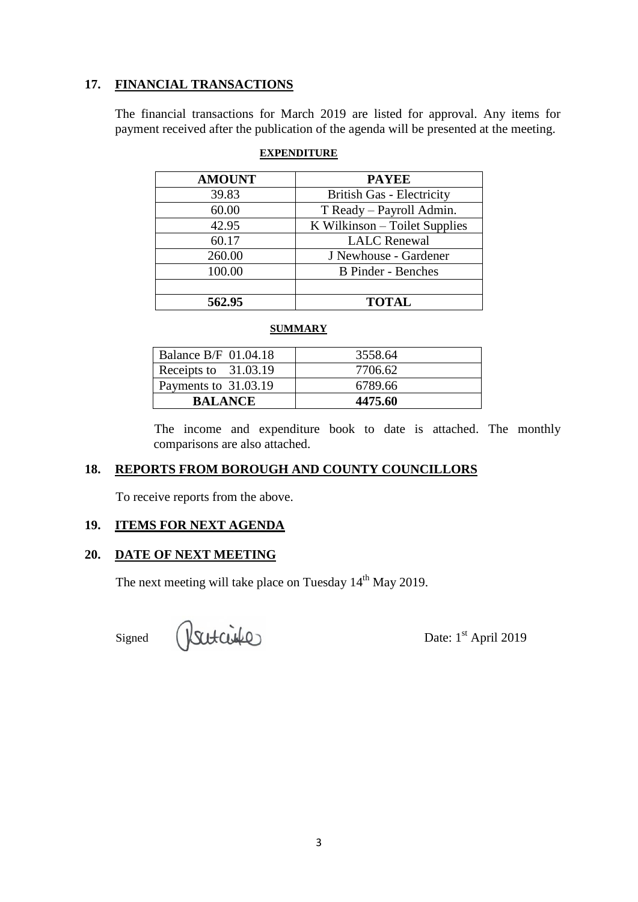## 17. FINANCIAL TRANSACTIONS

The financial transactions for March 2019 are listed for approval. Any items for payment received after the publication of the agenda will be presented at the meeting.

**EXPENDITURE**

| AMOUNT | PAYEE |
|---|---|
| 39.83 | British Gas - Electricity |
| 60.00 | T Ready – Payroll Admin. |
| 42.95 | K Wilkinson – Toilet Supplies |
| 60.17 | LALC Renewal |
| 260.00 | J Newhouse - Gardener |
| 100.00 | B Pinder - Benches |
| | |
| **562.95** | **TOTAL** |

**SUMMARY**

| | |
|---|---|
| Balance B/F 01.04.18 | 3558.64 |
| Receipts to 31.03.19 | 7706.62 |
| Payments to 31.03.19 | 6789.66 |
| **BALANCE** | **4475.60** |

The income and expenditure book to date is attached. The monthly comparisons are also attached.

## 18. REPORTS FROM BOROUGH AND COUNTY COUNCILLORS

To receive reports from the above.

## 19. ITEMS FOR NEXT AGENDA

## 20. DATE OF NEXT MEETING

The next meeting will take place on Tuesday 14th May 2019.

Signed Rsutcliffe

Date: 1st April 2019